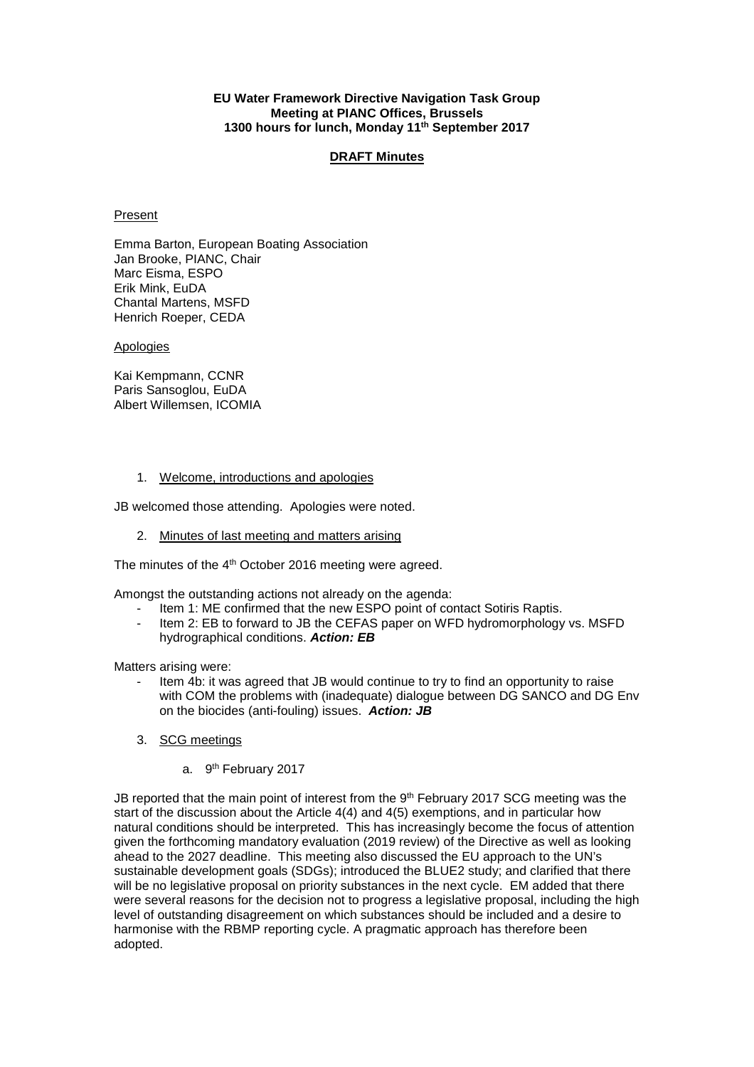**EU Water Framework Directive Navigation Task Group**
**Meeting at PIANC Offices, Brussels**
**1300 hours for lunch, Monday 11th September 2017**

**DRAFT Minutes**

Present

Emma Barton, European Boating Association
Jan Brooke, PIANC, Chair
Marc Eisma, ESPO
Erik Mink, EuDA
Chantal Martens, MSFD
Henrich Roeper, CEDA

Apologies

Kai Kempmann, CCNR
Paris Sansoglou, EuDA
Albert Willemsen, ICOMIA

1. Welcome, introductions and apologies

JB welcomed those attending. Apologies were noted.

2. Minutes of last meeting and matters arising

The minutes of the 4th October 2016 meeting were agreed.

Amongst the outstanding actions not already on the agenda:

- Item 1: ME confirmed that the new ESPO point of contact Sotiris Raptis.
- Item 2: EB to forward to JB the CEFAS paper on WFD hydromorphology vs. MSFD hydrographical conditions. ***Action: EB***

Matters arising were:

- Item 4b: it was agreed that JB would continue to try to find an opportunity to raise with COM the problems with (inadequate) dialogue between DG SANCO and DG Env on the biocides (anti-fouling) issues. ***Action: JB***

3. SCG meetings

    a. 9th February 2017

JB reported that the main point of interest from the 9th February 2017 SCG meeting was the start of the discussion about the Article 4(4) and 4(5) exemptions, and in particular how natural conditions should be interpreted. This has increasingly become the focus of attention given the forthcoming mandatory evaluation (2019 review) of the Directive as well as looking ahead to the 2027 deadline. This meeting also discussed the EU approach to the UN's sustainable development goals (SDGs); introduced the BLUE2 study; and clarified that there will be no legislative proposal on priority substances in the next cycle. EM added that there were several reasons for the decision not to progress a legislative proposal, including the high level of outstanding disagreement on which substances should be included and a desire to harmonise with the RBMP reporting cycle. A pragmatic approach has therefore been adopted.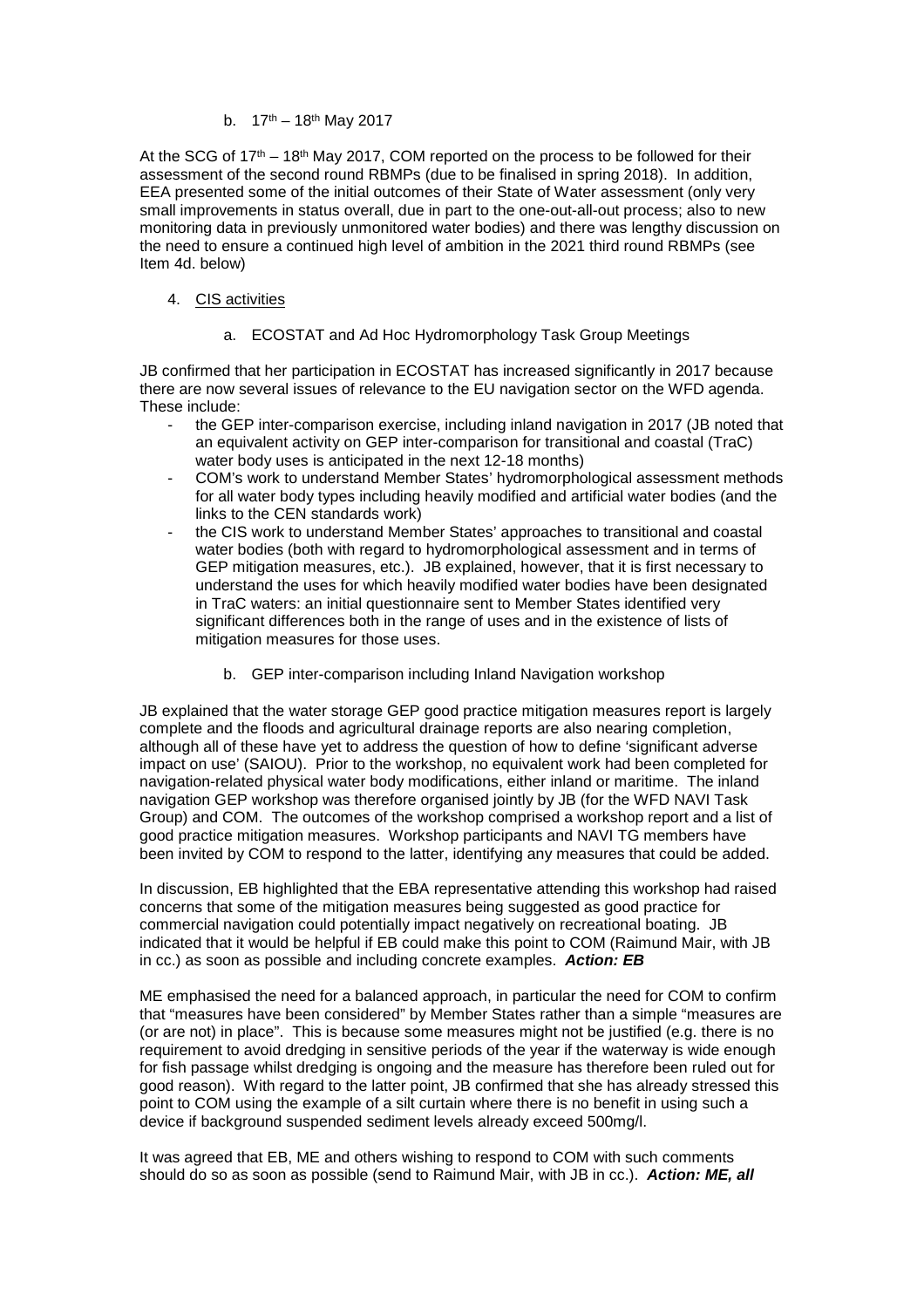b. 17th – 18th May 2017

At the SCG of 17th – 18th May 2017, COM reported on the process to be followed for their assessment of the second round RBMPs (due to be finalised in spring 2018). In addition, EEA presented some of the initial outcomes of their State of Water assessment (only very small improvements in status overall, due in part to the one-out-all-out process; also to new monitoring data in previously unmonitored water bodies) and there was lengthy discussion on the need to ensure a continued high level of ambition in the 2021 third round RBMPs (see Item 4d. below)

4. CIS activities

a. ECOSTAT and Ad Hoc Hydromorphology Task Group Meetings

JB confirmed that her participation in ECOSTAT has increased significantly in 2017 because there are now several issues of relevance to the EU navigation sector on the WFD agenda. These include:

- the GEP inter-comparison exercise, including inland navigation in 2017 (JB noted that an equivalent activity on GEP inter-comparison for transitional and coastal (TraC) water body uses is anticipated in the next 12-18 months)
- COM's work to understand Member States' hydromorphological assessment methods for all water body types including heavily modified and artificial water bodies (and the links to the CEN standards work)
- the CIS work to understand Member States' approaches to transitional and coastal water bodies (both with regard to hydromorphological assessment and in terms of GEP mitigation measures, etc.). JB explained, however, that it is first necessary to understand the uses for which heavily modified water bodies have been designated in TraC waters: an initial questionnaire sent to Member States identified very significant differences both in the range of uses and in the existence of lists of mitigation measures for those uses.

b. GEP inter-comparison including Inland Navigation workshop

JB explained that the water storage GEP good practice mitigation measures report is largely complete and the floods and agricultural drainage reports are also nearing completion, although all of these have yet to address the question of how to define 'significant adverse impact on use' (SAIOU). Prior to the workshop, no equivalent work had been completed for navigation-related physical water body modifications, either inland or maritime. The inland navigation GEP workshop was therefore organised jointly by JB (for the WFD NAVI Task Group) and COM. The outcomes of the workshop comprised a workshop report and a list of good practice mitigation measures. Workshop participants and NAVI TG members have been invited by COM to respond to the latter, identifying any measures that could be added.

In discussion, EB highlighted that the EBA representative attending this workshop had raised concerns that some of the mitigation measures being suggested as good practice for commercial navigation could potentially impact negatively on recreational boating. JB indicated that it would be helpful if EB could make this point to COM (Raimund Mair, with JB in cc.) as soon as possible and including concrete examples. ***Action: EB***

ME emphasised the need for a balanced approach, in particular the need for COM to confirm that "measures have been considered" by Member States rather than a simple "measures are (or are not) in place". This is because some measures might not be justified (e.g. there is no requirement to avoid dredging in sensitive periods of the year if the waterway is wide enough for fish passage whilst dredging is ongoing and the measure has therefore been ruled out for good reason). With regard to the latter point, JB confirmed that she has already stressed this point to COM using the example of a silt curtain where there is no benefit in using such a device if background suspended sediment levels already exceed 500mg/l.

It was agreed that EB, ME and others wishing to respond to COM with such comments should do so as soon as possible (send to Raimund Mair, with JB in cc.). ***Action: ME, all***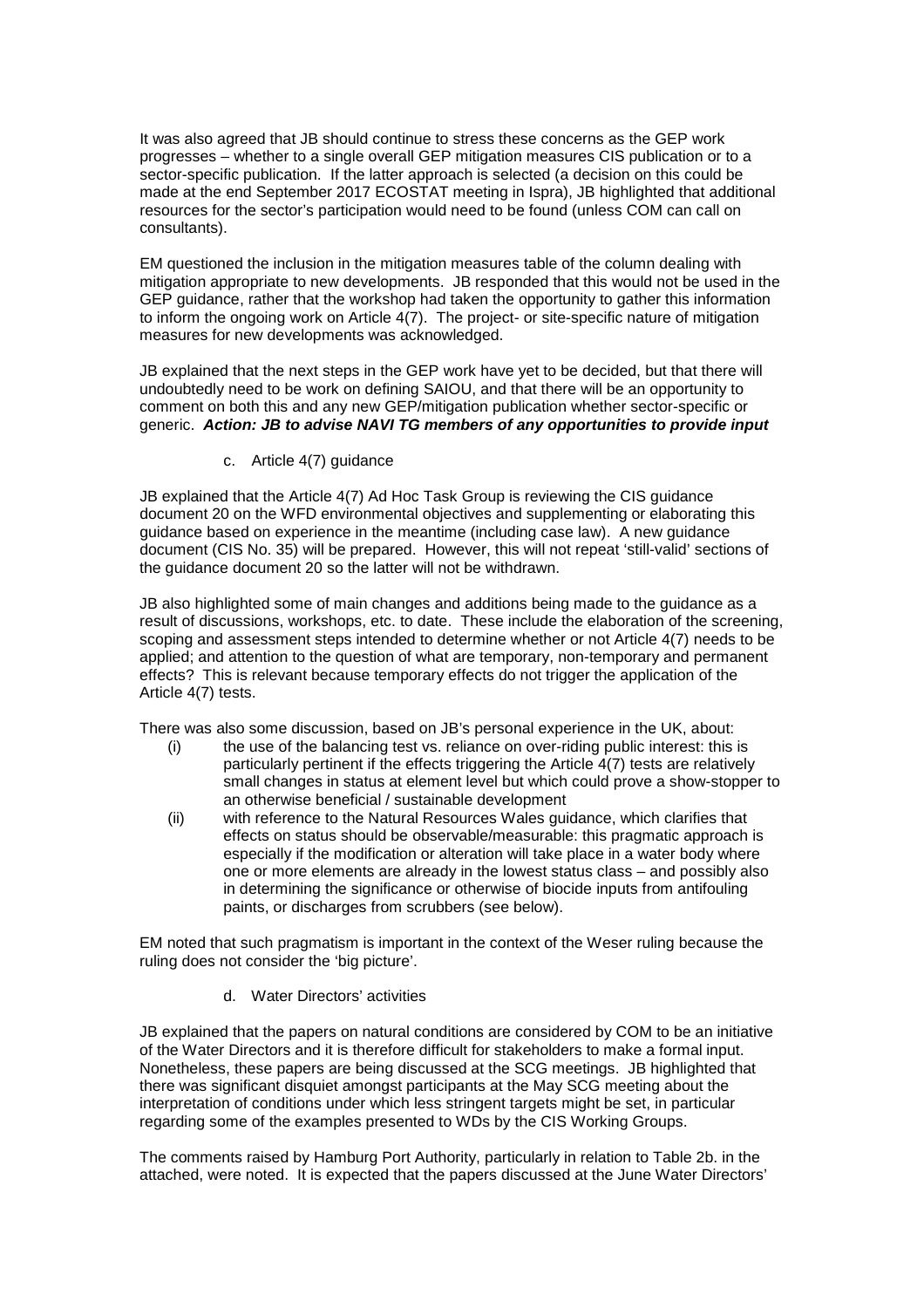It was also agreed that JB should continue to stress these concerns as the GEP work progresses – whether to a single overall GEP mitigation measures CIS publication or to a sector-specific publication. If the latter approach is selected (a decision on this could be made at the end September 2017 ECOSTAT meeting in Ispra), JB highlighted that additional resources for the sector's participation would need to be found (unless COM can call on consultants).

EM questioned the inclusion in the mitigation measures table of the column dealing with mitigation appropriate to new developments. JB responded that this would not be used in the GEP guidance, rather that the workshop had taken the opportunity to gather this information to inform the ongoing work on Article 4(7). The project- or site-specific nature of mitigation measures for new developments was acknowledged.

JB explained that the next steps in the GEP work have yet to be decided, but that there will undoubtedly need to be work on defining SAIOU, and that there will be an opportunity to comment on both this and any new GEP/mitigation publication whether sector-specific or generic. ***Action: JB to advise NAVI TG members of any opportunities to provide input***

c. Article 4(7) guidance

JB explained that the Article 4(7) Ad Hoc Task Group is reviewing the CIS guidance document 20 on the WFD environmental objectives and supplementing or elaborating this guidance based on experience in the meantime (including case law). A new guidance document (CIS No. 35) will be prepared. However, this will not repeat 'still-valid' sections of the guidance document 20 so the latter will not be withdrawn.

JB also highlighted some of main changes and additions being made to the guidance as a result of discussions, workshops, etc. to date. These include the elaboration of the screening, scoping and assessment steps intended to determine whether or not Article 4(7) needs to be applied; and attention to the question of what are temporary, non-temporary and permanent effects? This is relevant because temporary effects do not trigger the application of the Article 4(7) tests.

There was also some discussion, based on JB's personal experience in the UK, about:

(i) the use of the balancing test vs. reliance on over-riding public interest: this is particularly pertinent if the effects triggering the Article 4(7) tests are relatively small changes in status at element level but which could prove a show-stopper to an otherwise beneficial / sustainable development

(ii) with reference to the Natural Resources Wales guidance, which clarifies that effects on status should be observable/measurable: this pragmatic approach is especially if the modification or alteration will take place in a water body where one or more elements are already in the lowest status class – and possibly also in determining the significance or otherwise of biocide inputs from antifouling paints, or discharges from scrubbers (see below).

EM noted that such pragmatism is important in the context of the Weser ruling because the ruling does not consider the 'big picture'.

d. Water Directors' activities

JB explained that the papers on natural conditions are considered by COM to be an initiative of the Water Directors and it is therefore difficult for stakeholders to make a formal input. Nonetheless, these papers are being discussed at the SCG meetings. JB highlighted that there was significant disquiet amongst participants at the May SCG meeting about the interpretation of conditions under which less stringent targets might be set, in particular regarding some of the examples presented to WDs by the CIS Working Groups.

The comments raised by Hamburg Port Authority, particularly in relation to Table 2b. in the attached, were noted. It is expected that the papers discussed at the June Water Directors'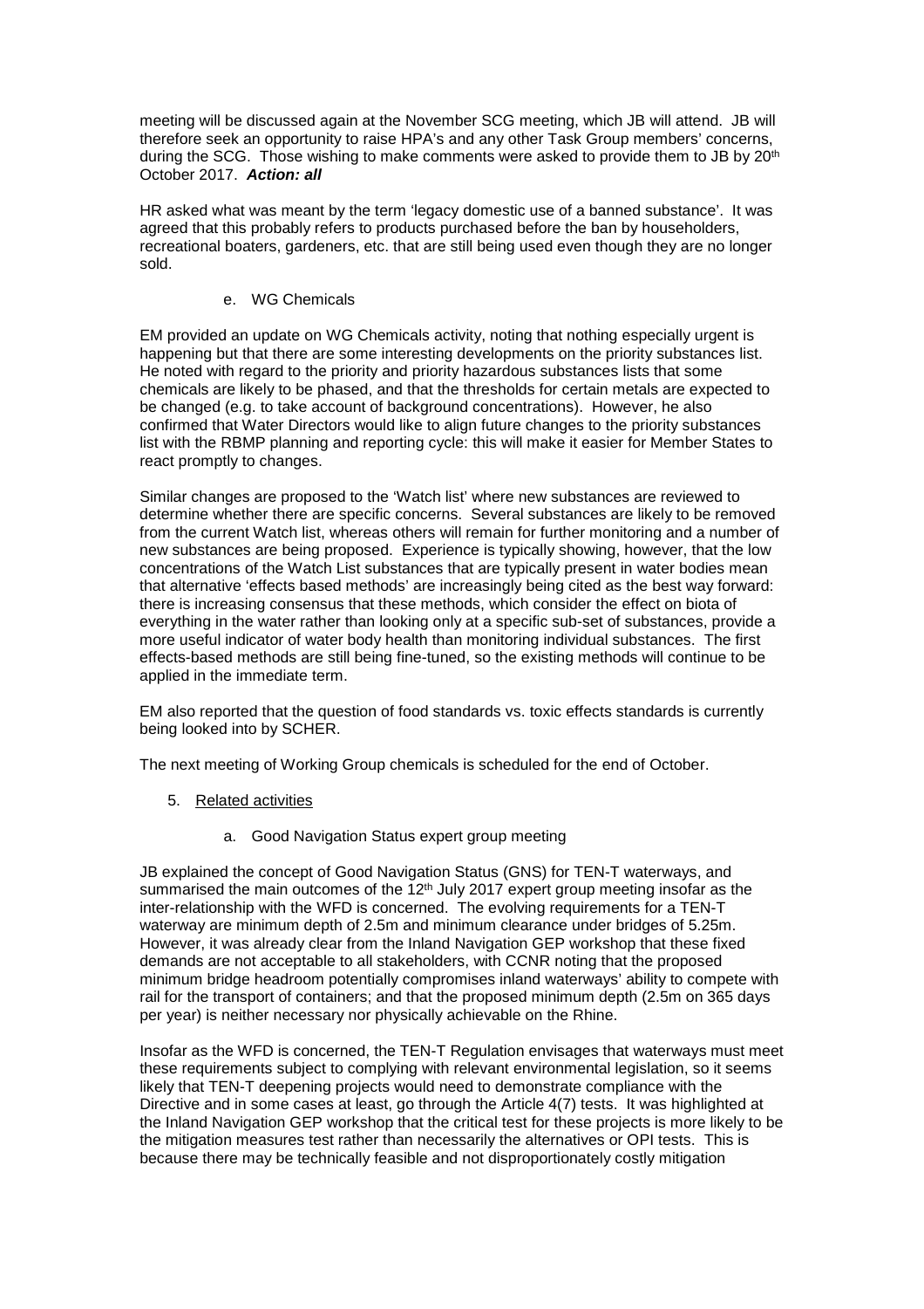meeting will be discussed again at the November SCG meeting, which JB will attend. JB will therefore seek an opportunity to raise HPA's and any other Task Group members' concerns, during the SCG. Those wishing to make comments were asked to provide them to JB by 20th October 2017. ***Action: all***

HR asked what was meant by the term 'legacy domestic use of a banned substance'. It was agreed that this probably refers to products purchased before the ban by householders, recreational boaters, gardeners, etc. that are still being used even though they are no longer sold.

e. WG Chemicals

EM provided an update on WG Chemicals activity, noting that nothing especially urgent is happening but that there are some interesting developments on the priority substances list. He noted with regard to the priority and priority hazardous substances lists that some chemicals are likely to be phased, and that the thresholds for certain metals are expected to be changed (e.g. to take account of background concentrations). However, he also confirmed that Water Directors would like to align future changes to the priority substances list with the RBMP planning and reporting cycle: this will make it easier for Member States to react promptly to changes.

Similar changes are proposed to the 'Watch list' where new substances are reviewed to determine whether there are specific concerns. Several substances are likely to be removed from the current Watch list, whereas others will remain for further monitoring and a number of new substances are being proposed. Experience is typically showing, however, that the low concentrations of the Watch List substances that are typically present in water bodies mean that alternative 'effects based methods' are increasingly being cited as the best way forward: there is increasing consensus that these methods, which consider the effect on biota of everything in the water rather than looking only at a specific sub-set of substances, provide a more useful indicator of water body health than monitoring individual substances. The first effects-based methods are still being fine-tuned, so the existing methods will continue to be applied in the immediate term.

EM also reported that the question of food standards vs. toxic effects standards is currently being looked into by SCHER.

The next meeting of Working Group chemicals is scheduled for the end of October.

5. Related activities

a. Good Navigation Status expert group meeting

JB explained the concept of Good Navigation Status (GNS) for TEN-T waterways, and summarised the main outcomes of the 12th July 2017 expert group meeting insofar as the inter-relationship with the WFD is concerned. The evolving requirements for a TEN-T waterway are minimum depth of 2.5m and minimum clearance under bridges of 5.25m. However, it was already clear from the Inland Navigation GEP workshop that these fixed demands are not acceptable to all stakeholders, with CCNR noting that the proposed minimum bridge headroom potentially compromises inland waterways' ability to compete with rail for the transport of containers; and that the proposed minimum depth (2.5m on 365 days per year) is neither necessary nor physically achievable on the Rhine.

Insofar as the WFD is concerned, the TEN-T Regulation envisages that waterways must meet these requirements subject to complying with relevant environmental legislation, so it seems likely that TEN-T deepening projects would need to demonstrate compliance with the Directive and in some cases at least, go through the Article 4(7) tests. It was highlighted at the Inland Navigation GEP workshop that the critical test for these projects is more likely to be the mitigation measures test rather than necessarily the alternatives or OPI tests. This is because there may be technically feasible and not disproportionately costly mitigation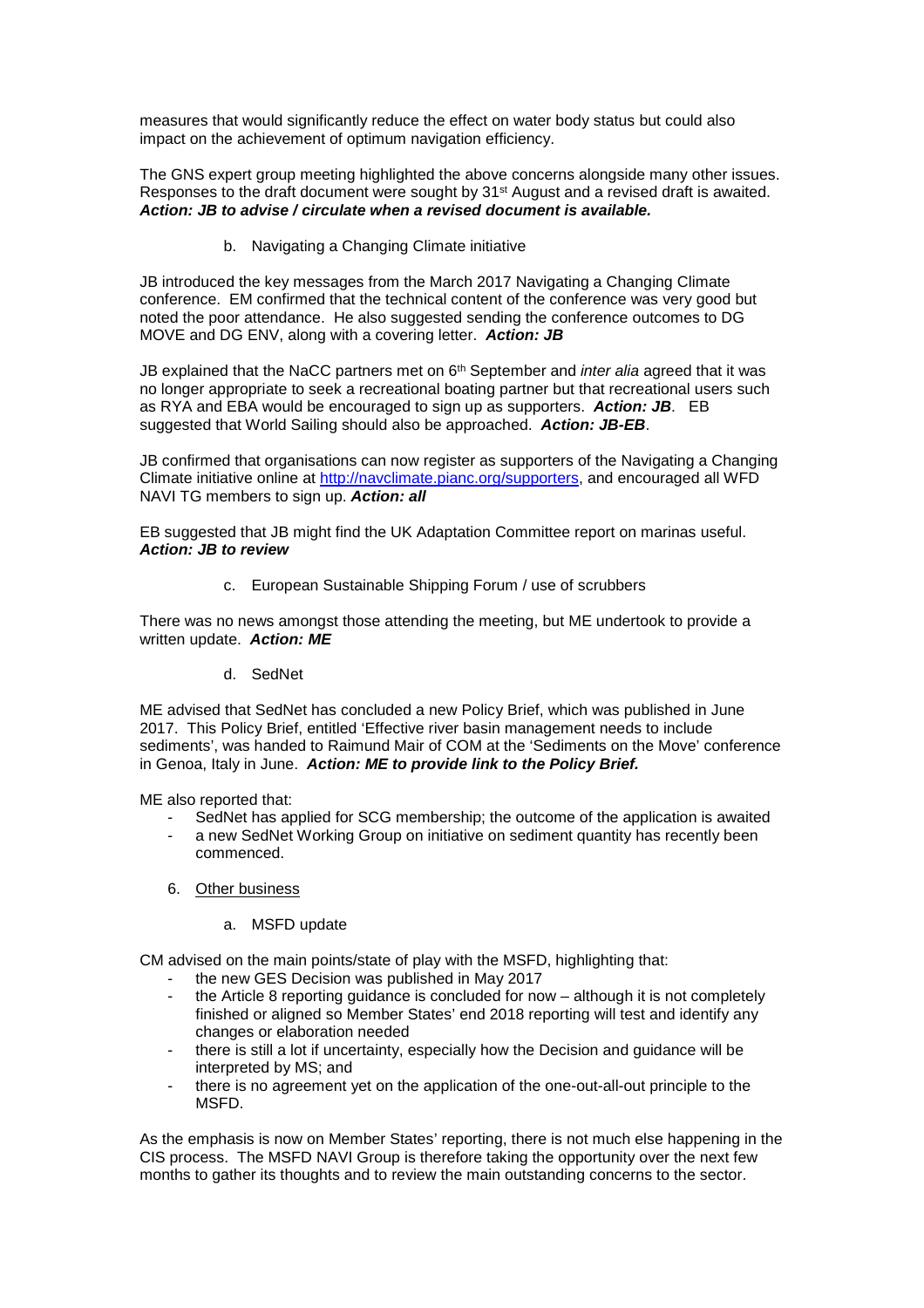measures that would significantly reduce the effect on water body status but could also impact on the achievement of optimum navigation efficiency.

The GNS expert group meeting highlighted the above concerns alongside many other issues. Responses to the draft document were sought by 31st August and a revised draft is awaited. ***Action: JB to advise / circulate when a revised document is available.***

b. Navigating a Changing Climate initiative

JB introduced the key messages from the March 2017 Navigating a Changing Climate conference. EM confirmed that the technical content of the conference was very good but noted the poor attendance. He also suggested sending the conference outcomes to DG MOVE and DG ENV, along with a covering letter. ***Action: JB***

JB explained that the NaCC partners met on 6th September and *inter alia* agreed that it was no longer appropriate to seek a recreational boating partner but that recreational users such as RYA and EBA would be encouraged to sign up as supporters. ***Action: JB***. EB suggested that World Sailing should also be approached. ***Action: JB-EB***.

JB confirmed that organisations can now register as supporters of the Navigating a Changing Climate initiative online at http://navclimate.pianc.org/supporters, and encouraged all WFD NAVI TG members to sign up. ***Action: all***

EB suggested that JB might find the UK Adaptation Committee report on marinas useful. ***Action: JB to review***

c. European Sustainable Shipping Forum / use of scrubbers

There was no news amongst those attending the meeting, but ME undertook to provide a written update. ***Action: ME***

d. SedNet

ME advised that SedNet has concluded a new Policy Brief, which was published in June 2017. This Policy Brief, entitled 'Effective river basin management needs to include sediments', was handed to Raimund Mair of COM at the 'Sediments on the Move' conference in Genoa, Italy in June. ***Action: ME to provide link to the Policy Brief.***

ME also reported that:

- SedNet has applied for SCG membership; the outcome of the application is awaited
- a new SedNet Working Group on initiative on sediment quantity has recently been commenced.

6. Other business

a. MSFD update

CM advised on the main points/state of play with the MSFD, highlighting that:

- the new GES Decision was published in May 2017
- the Article 8 reporting guidance is concluded for now – although it is not completely finished or aligned so Member States' end 2018 reporting will test and identify any changes or elaboration needed
- there is still a lot if uncertainty, especially how the Decision and guidance will be interpreted by MS; and
- there is no agreement yet on the application of the one-out-all-out principle to the MSFD.

As the emphasis is now on Member States' reporting, there is not much else happening in the CIS process. The MSFD NAVI Group is therefore taking the opportunity over the next few months to gather its thoughts and to review the main outstanding concerns to the sector.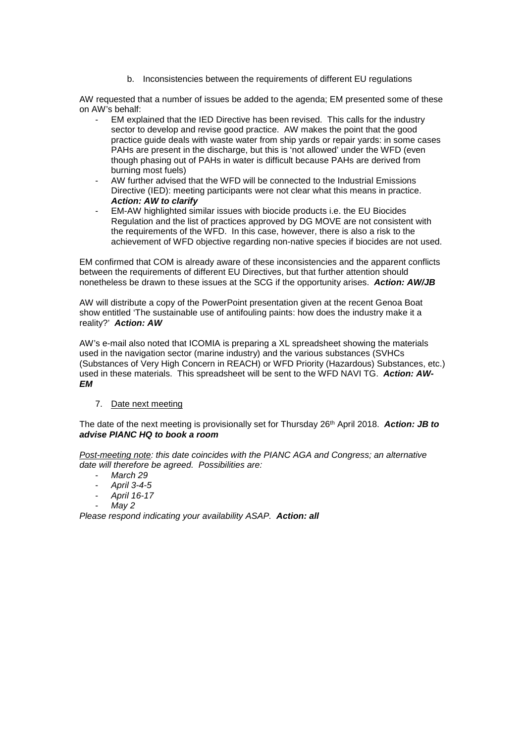b. Inconsistencies between the requirements of different EU regulations

AW requested that a number of issues be added to the agenda; EM presented some of these on AW's behalf:

- EM explained that the IED Directive has been revised. This calls for the industry sector to develop and revise good practice. AW makes the point that the good practice guide deals with waste water from ship yards or repair yards: in some cases PAHs are present in the discharge, but this is 'not allowed' under the WFD (even though phasing out of PAHs in water is difficult because PAHs are derived from burning most fuels)
- AW further advised that the WFD will be connected to the Industrial Emissions Directive (IED): meeting participants were not clear what this means in practice. ***Action: AW to clarify***
- EM-AW highlighted similar issues with biocide products i.e. the EU Biocides Regulation and the list of practices approved by DG MOVE are not consistent with the requirements of the WFD. In this case, however, there is also a risk to the achievement of WFD objective regarding non-native species if biocides are not used.

EM confirmed that COM is already aware of these inconsistencies and the apparent conflicts between the requirements of different EU Directives, but that further attention should nonetheless be drawn to these issues at the SCG if the opportunity arises. ***Action: AW/JB***

AW will distribute a copy of the PowerPoint presentation given at the recent Genoa Boat show entitled 'The sustainable use of antifouling paints: how does the industry make it a reality?' ***Action: AW***

AW's e-mail also noted that ICOMIA is preparing a XL spreadsheet showing the materials used in the navigation sector (marine industry) and the various substances (SVHCs (Substances of Very High Concern in REACH) or WFD Priority (Hazardous) Substances, etc.) used in these materials. This spreadsheet will be sent to the WFD NAVI TG. ***Action: AW-EM***

7. <u>Date next meeting</u>

The date of the next meeting is provisionally set for Thursday 26th April 2018. ***Action: JB to advise PIANC HQ to book a room***

*<u>Post-meeting note</u>: this date coincides with the PIANC AGA and Congress; an alternative date will therefore be agreed. Possibilities are:*

- *March 29*
- *April 3-4-5*
- *April 16-17*
- *May 2*

*Please respond indicating your availability ASAP.* ***Action: all***